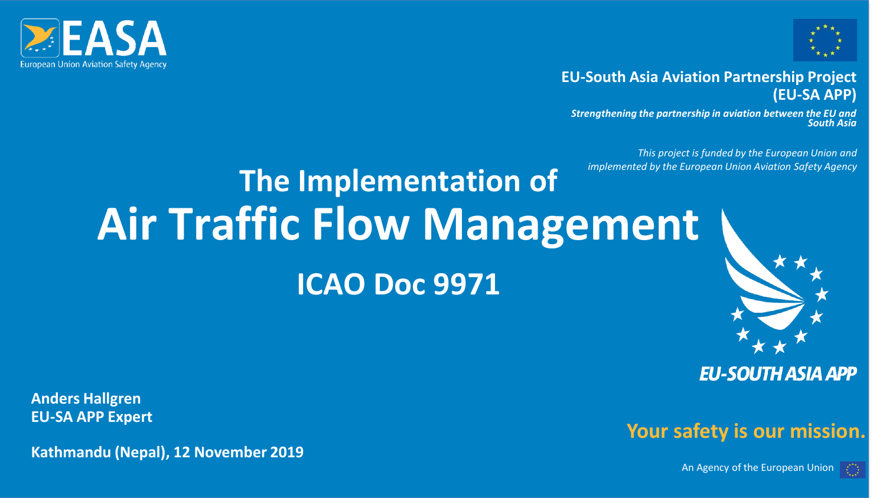EASA

European Union Aviation Safety Agency

**EU-South Asia Aviation Partnership Project (EU-SA APP)**

***Strengthening the partnership in aviation between the EU and South Asia***

*This project is funded by the European Union and implemented by the European Union Aviation Safety Agency*

# The Implementation of Air Traffic Flow Management

## ICAO Doc 9971

EU-SOUTH ASIA APP

**Anders Hallgren**
**EU-SA APP Expert**

**Kathmandu (Nepal), 12 November 2019**

**Your safety is our mission.**

An Agency of the European Union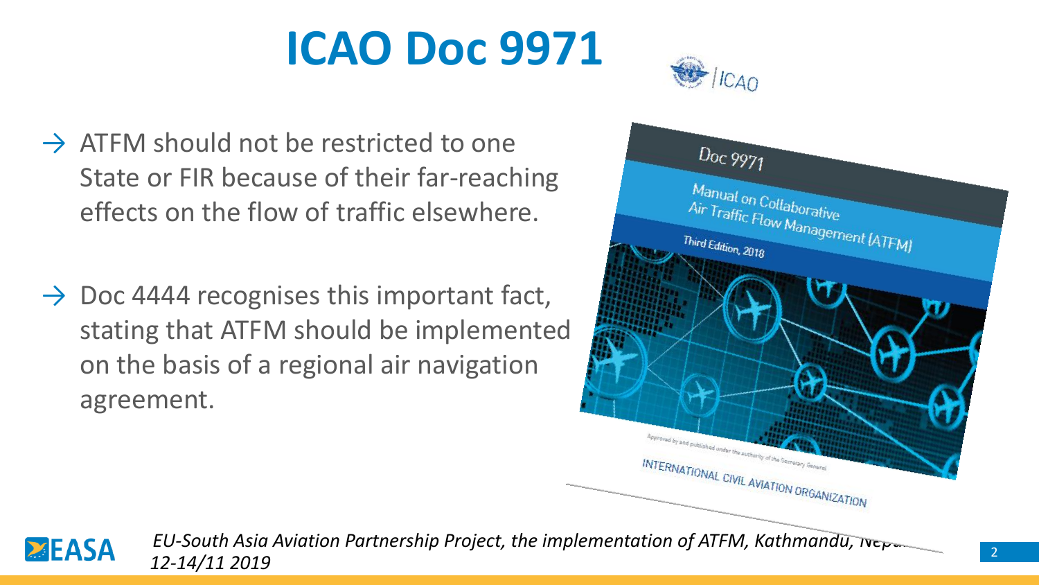# ICAO Doc 9971

- ATFM should not be restricted to one State or FIR because of their far-reaching effects on the flow of traffic elsewhere.
- Doc 4444 recognises this important fact, stating that ATFM should be implemented on the basis of a regional air navigation agreement.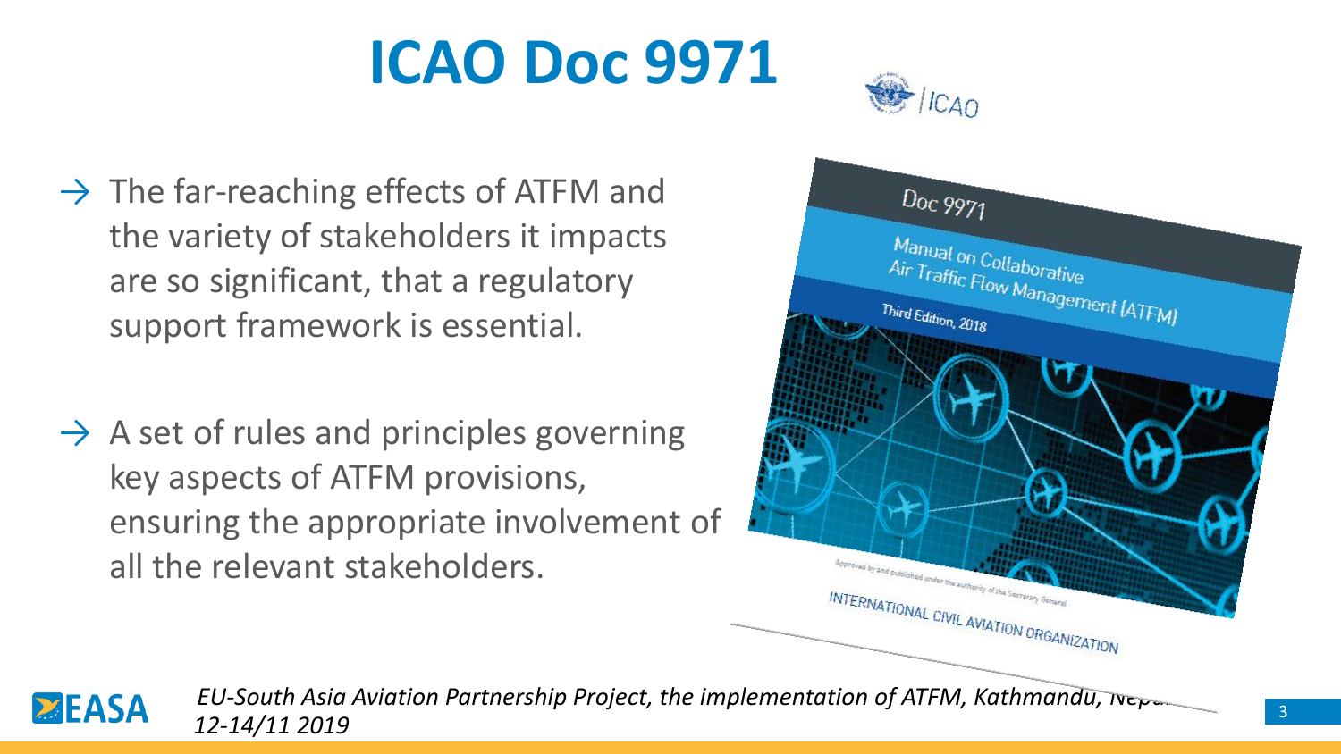# ICAO Doc 9971

- The far-reaching effects of ATFM and the variety of stakeholders it impacts are so significant, that a regulatory support framework is essential.
- A set of rules and principles governing key aspects of ATFM provisions, ensuring the appropriate involvement of all the relevant stakeholders.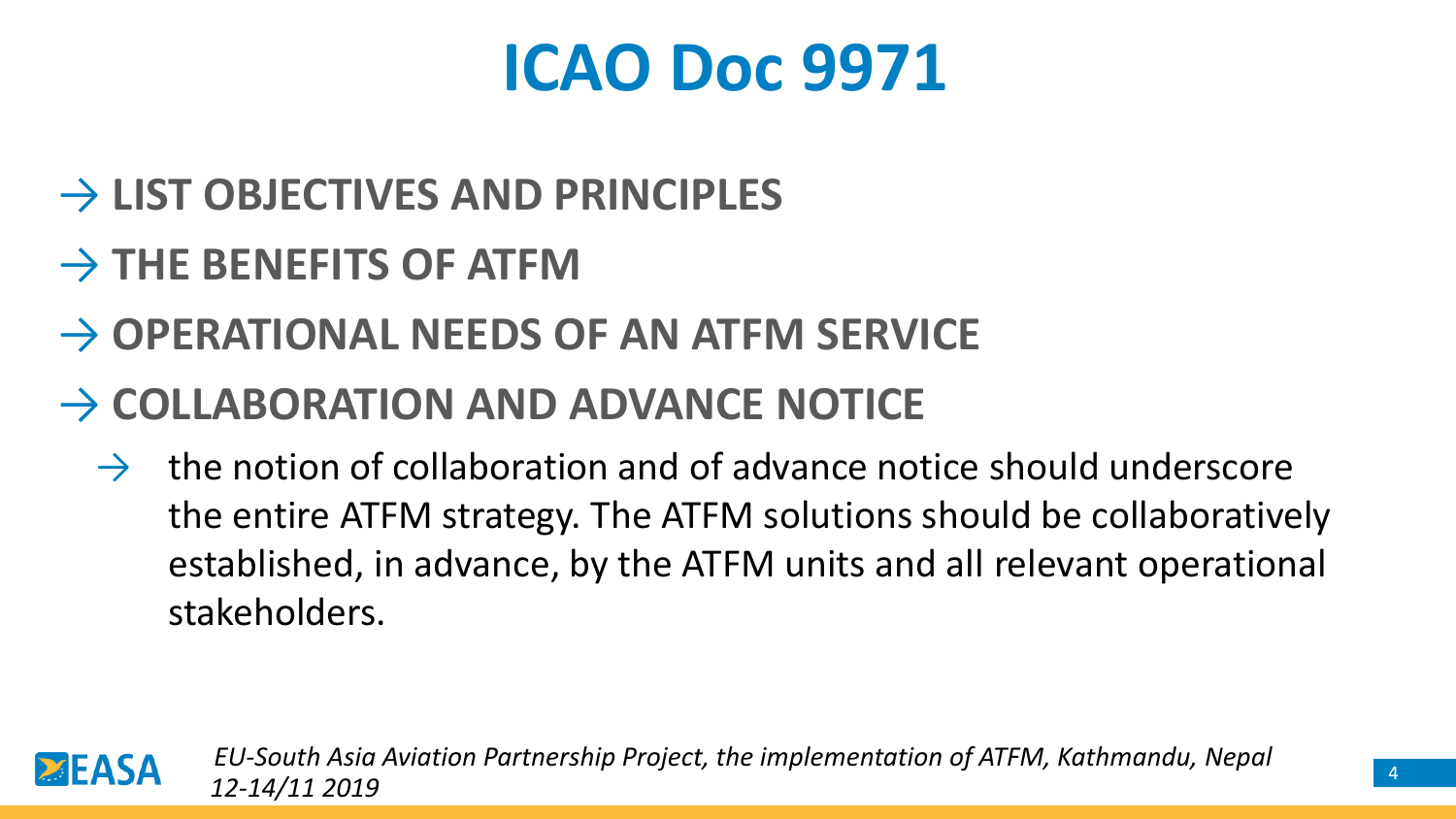# ICAO Doc 9971

- **LIST OBJECTIVES AND PRINCIPLES**
- **THE BENEFITS OF ATFM**
- **OPERATIONAL NEEDS OF AN ATFM SERVICE**
- **COLLABORATION AND ADVANCE NOTICE**
  - the notion of collaboration and of advance notice should underscore the entire ATFM strategy. The ATFM solutions should be collaboratively established, in advance, by the ATFM units and all relevant operational stakeholders.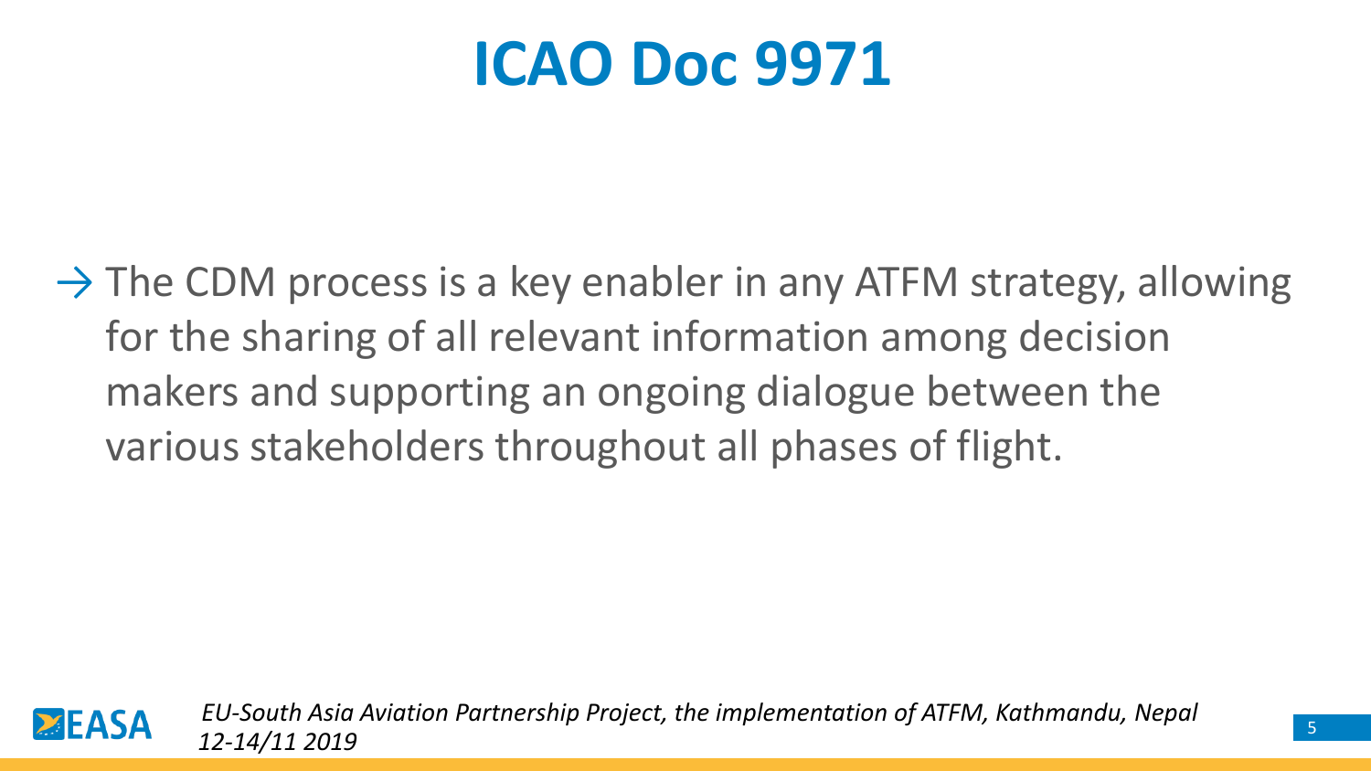# ICAO Doc 9971

→ The CDM process is a key enabler in any ATFM strategy, allowing for the sharing of all relevant information among decision makers and supporting an ongoing dialogue between the various stakeholders throughout all phases of flight.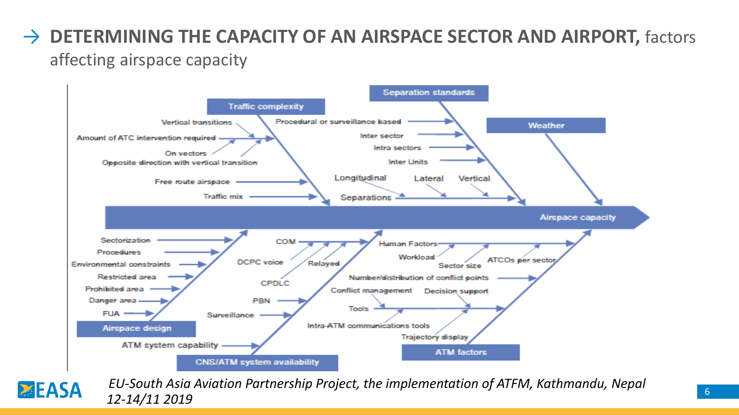## DETERMINING THE CAPACITY OF AN AIRSPACE SECTOR AND AIRPORT, factors affecting airspace capacity

**Airspace capacity**

- **Traffic complexity**
  - Vertical transitions
  - Amount of ATC intervention required
  - On vectors
  - Opposite direction with vertical transition
  - Free route airspace
  - Traffic mix
- **Separation standards**
  - Procedural or surveillance based
  - Inter sector
  - Intra sectors
  - Inter Units
  - Separations
    - Longitudinal
    - Lateral
    - Vertical
- **Weather**
- **Airspace design**
  - Sectorization
  - Procedures
  - Environmental constraints
  - Restricted area
  - Prohibited area
  - Danger area
  - FUA
- **CNS/ATM system availability**
  - COM
    - DCPC voice
    - Relayed
  - CPDLC
  - PBN
  - Surveillance
  - ATM system capability
- **ATM factors**
  - Human Factors
    - Workload
    - Sector size
    - ATCOs per sector
  - Number/distribution of conflict points
  - Tools
    - Conflict management
    - Decision support
    - Intra-ATM communications tools
    - Trajectory display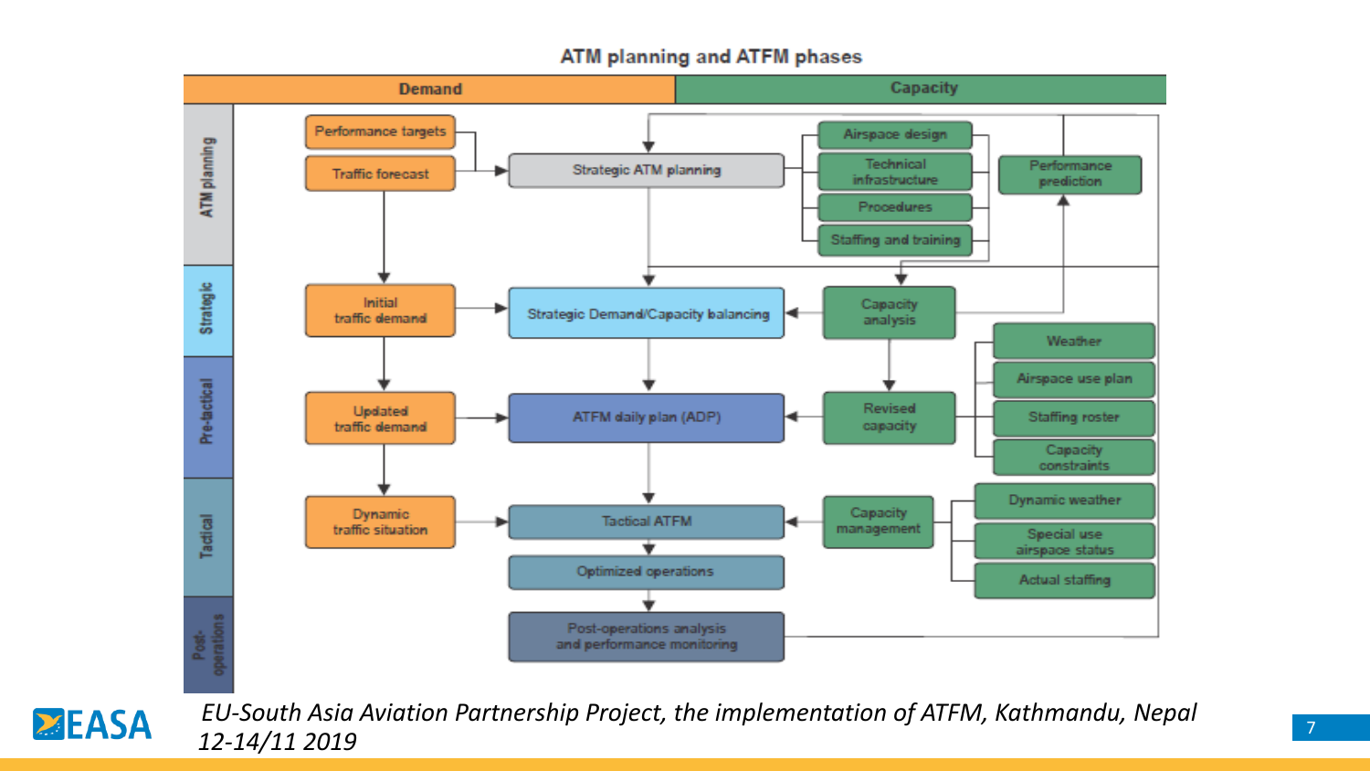## ATM planning and ATFM phases

| | Demand | | Capacity | |
|---|---|---|---|---|
| ATM planning | Performance targets; Traffic forecast | Strategic ATM planning | Airspace design; Technical infrastructure; Procedures; Staffing and training | Performance prediction |
| Strategic | Initial traffic demand | Strategic Demand/Capacity balancing | Capacity analysis | |
| Pre-tactical | Updated traffic demand | ATFM daily plan (ADP) | Revised capacity | Weather; Airspace use plan; Staffing roster; Capacity constraints |
| Tactical | Dynamic traffic situation | Tactical ATFM; Optimized operations | Capacity management | Dynamic weather; Special use airspace status; Actual staffing |
| Post-operations | | Post-operations analysis and performance monitoring | | |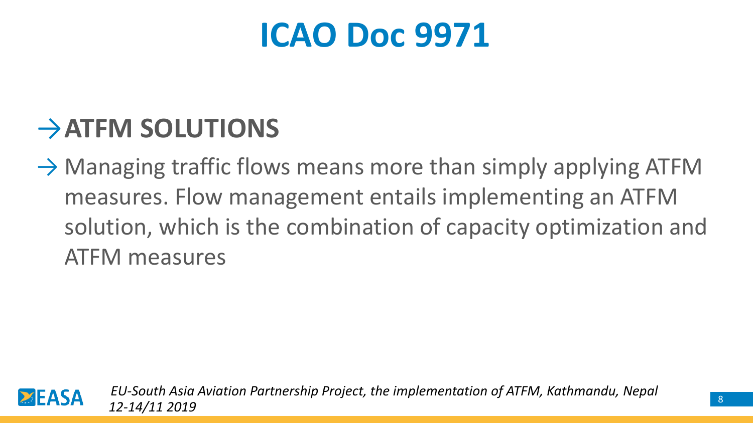# ICAO Doc 9971

## →ATFM SOLUTIONS

→ Managing traffic flows means more than simply applying ATFM measures. Flow management entails implementing an ATFM solution, which is the combination of capacity optimization and ATFM measures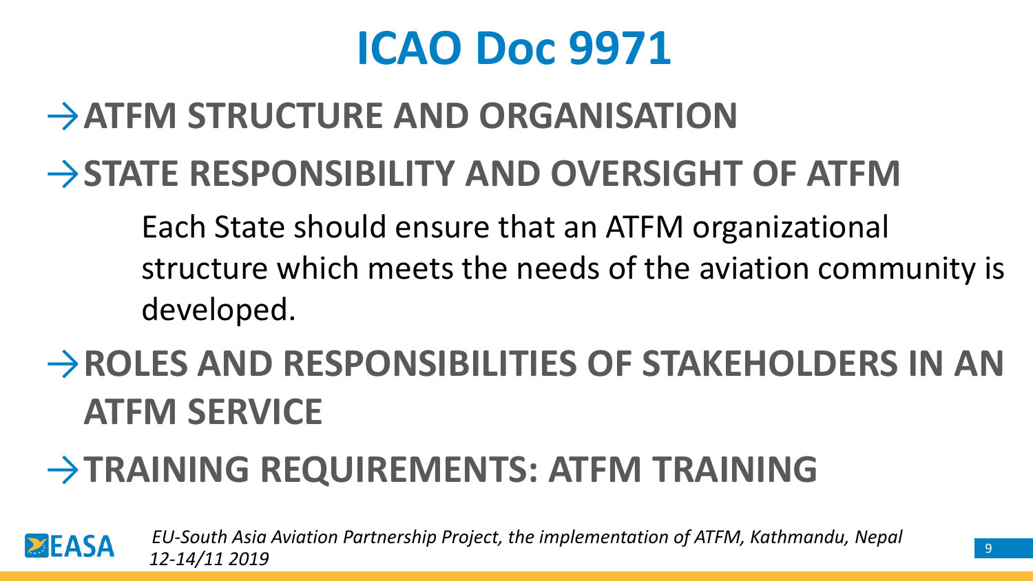# ICAO Doc 9971

→ **ATFM STRUCTURE AND ORGANISATION**

→ **STATE RESPONSIBILITY AND OVERSIGHT OF ATFM**

Each State should ensure that an ATFM organizational structure which meets the needs of the aviation community is developed.

→ **ROLES AND RESPONSIBILITIES OF STAKEHOLDERS IN AN ATFM SERVICE**

→ **TRAINING REQUIREMENTS: ATFM TRAINING**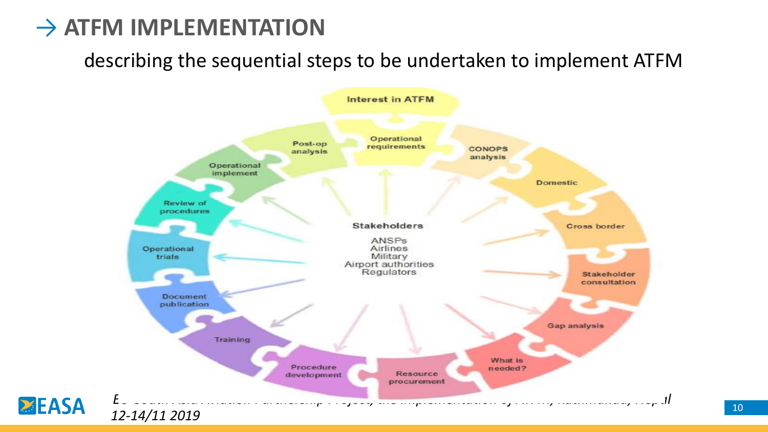# → ATFM IMPLEMENTATION

describing the sequential steps to be undertaken to implement ATFM

Interest in ATFM

Operational requirements

CONOPS analysis

Domestic

Cross border

Stakeholder consultation

Gap analysis

What is needed?

Resource procurement

Procedure development

Training

Document publication

Operational trials

Review of procedures

Operational implement

Post-op analysis

Stakeholders

ANSPs
Airlines
Military
Airport authorities
Regulators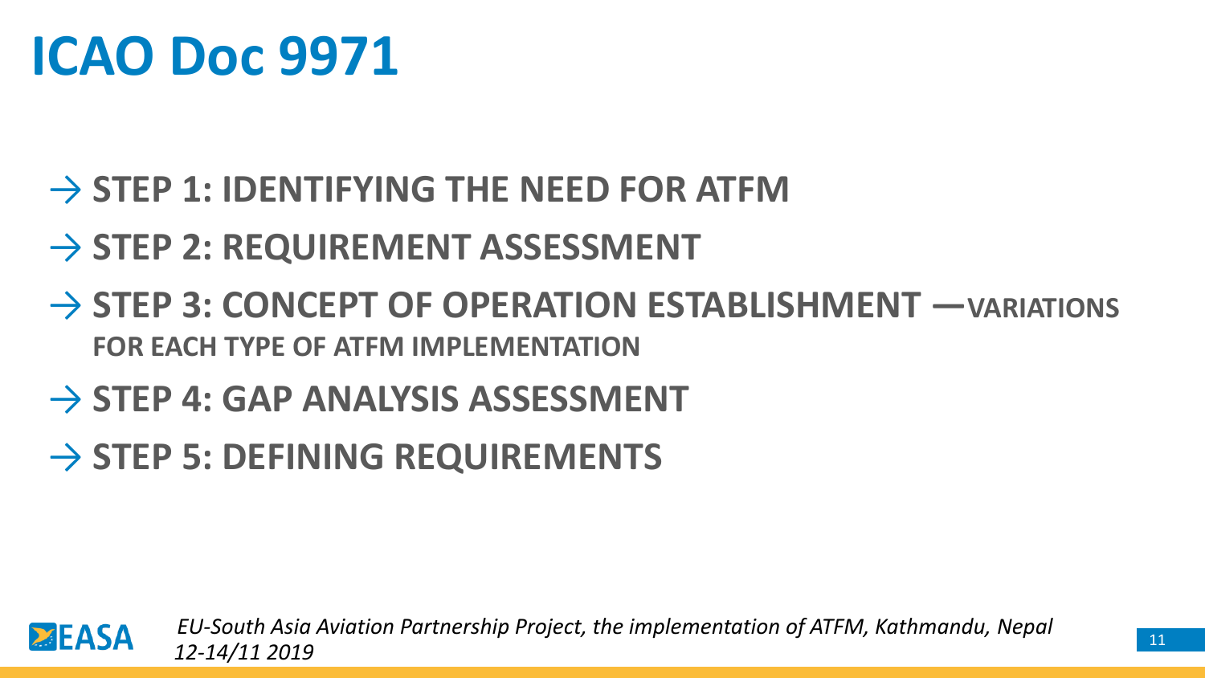# ICAO Doc 9971

- → **STEP 1: IDENTIFYING THE NEED FOR ATFM**
- → **STEP 2: REQUIREMENT ASSESSMENT**
- → **STEP 3: CONCEPT OF OPERATION ESTABLISHMENT —VARIATIONS FOR EACH TYPE OF ATFM IMPLEMENTATION**
- → **STEP 4: GAP ANALYSIS ASSESSMENT**
- → **STEP 5: DEFINING REQUIREMENTS**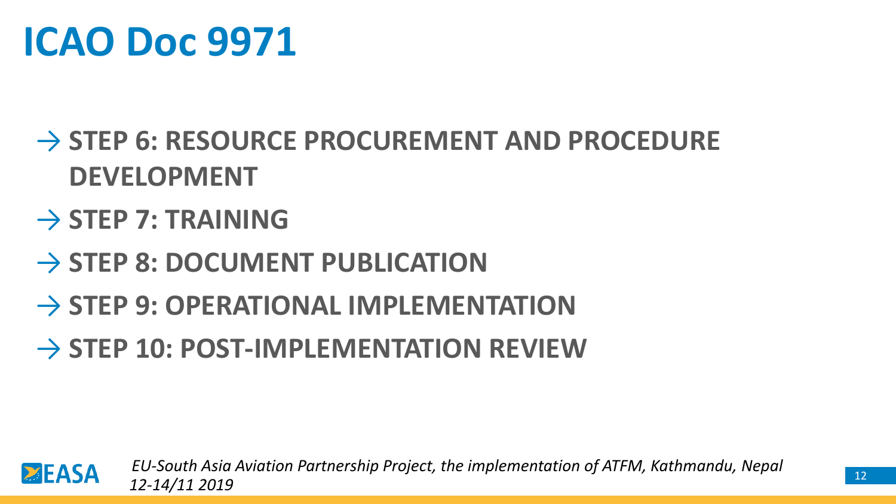# ICAO Doc 9971

- → **STEP 6: RESOURCE PROCUREMENT AND PROCEDURE DEVELOPMENT**
- → **STEP 7: TRAINING**
- → **STEP 8: DOCUMENT PUBLICATION**
- → **STEP 9: OPERATIONAL IMPLEMENTATION**
- → **STEP 10: POST-IMPLEMENTATION REVIEW**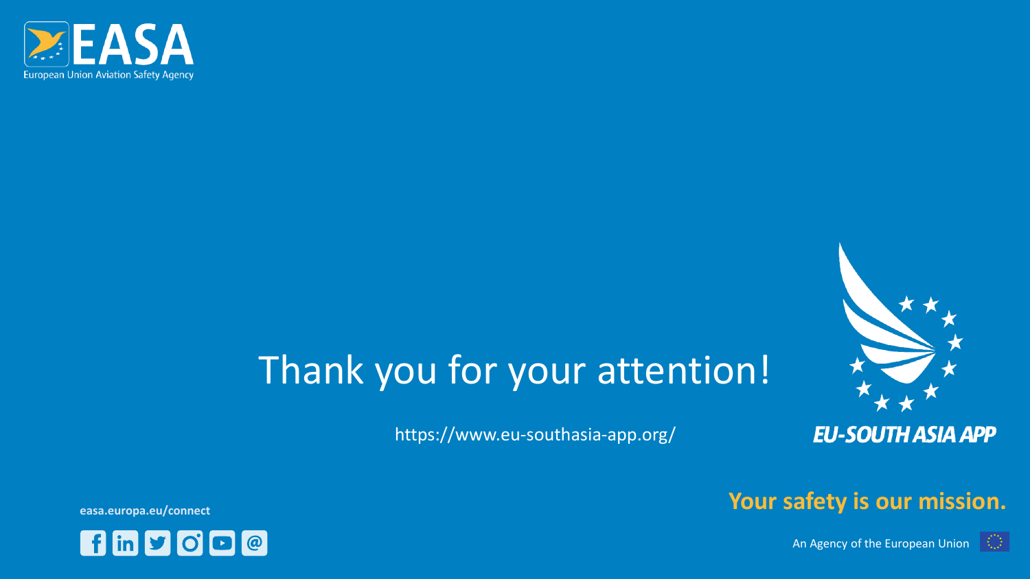EASA

European Union Aviation Safety Agency

# Thank you for your attention!

https://www.eu-southasia-app.org/

EU-SOUTH ASIA APP

**easa.europa.eu/connect**

**Your safety is our mission.**

An Agency of the European Union